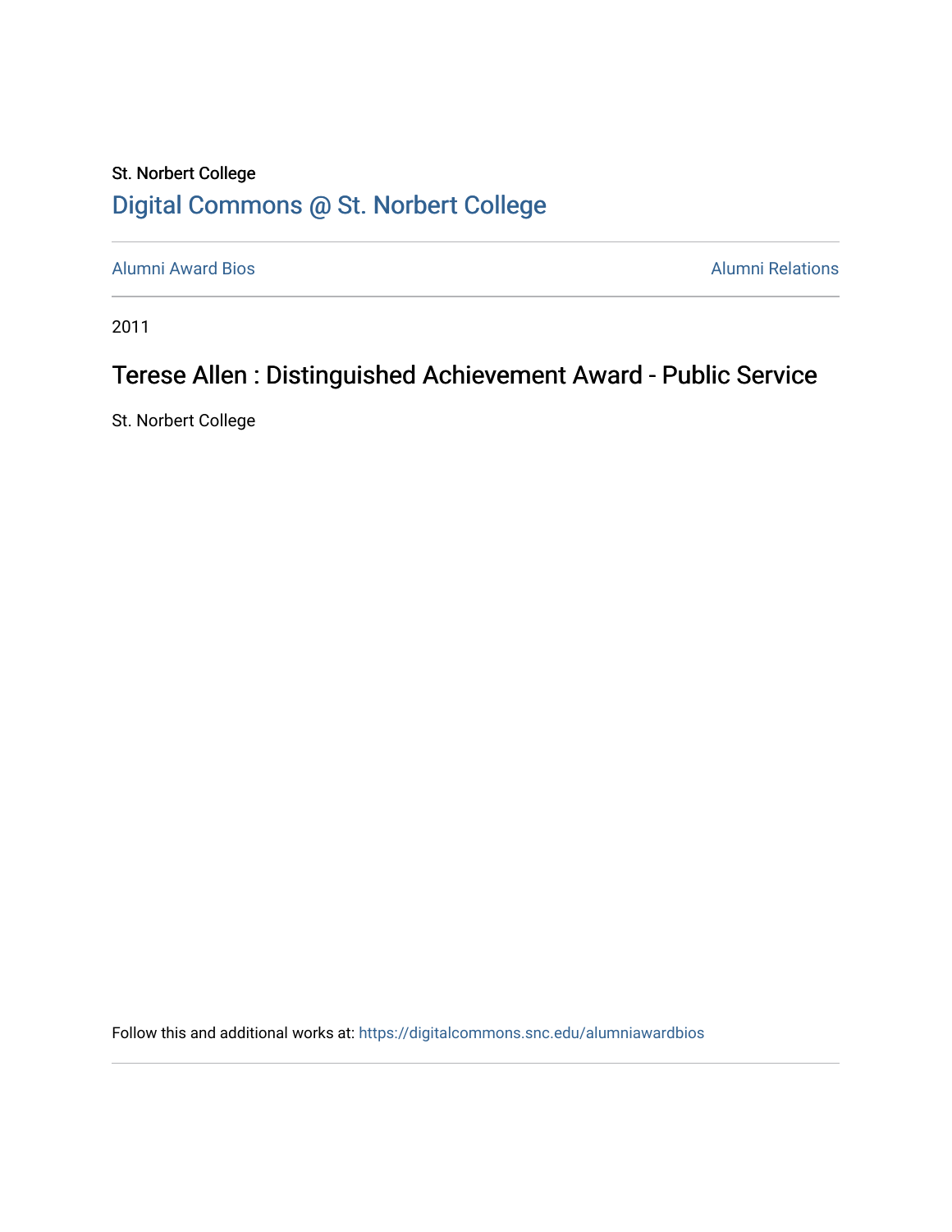St. Norbert College

# Digital Commons @ St. Norbert College

Alumni Award Bios

Alumni Relations

2011

## Terese Allen : Distinguished Achievement Award - Public Service

St. Norbert College

Follow this and additional works at: https://digitalcommons.snc.edu/alumniawardbios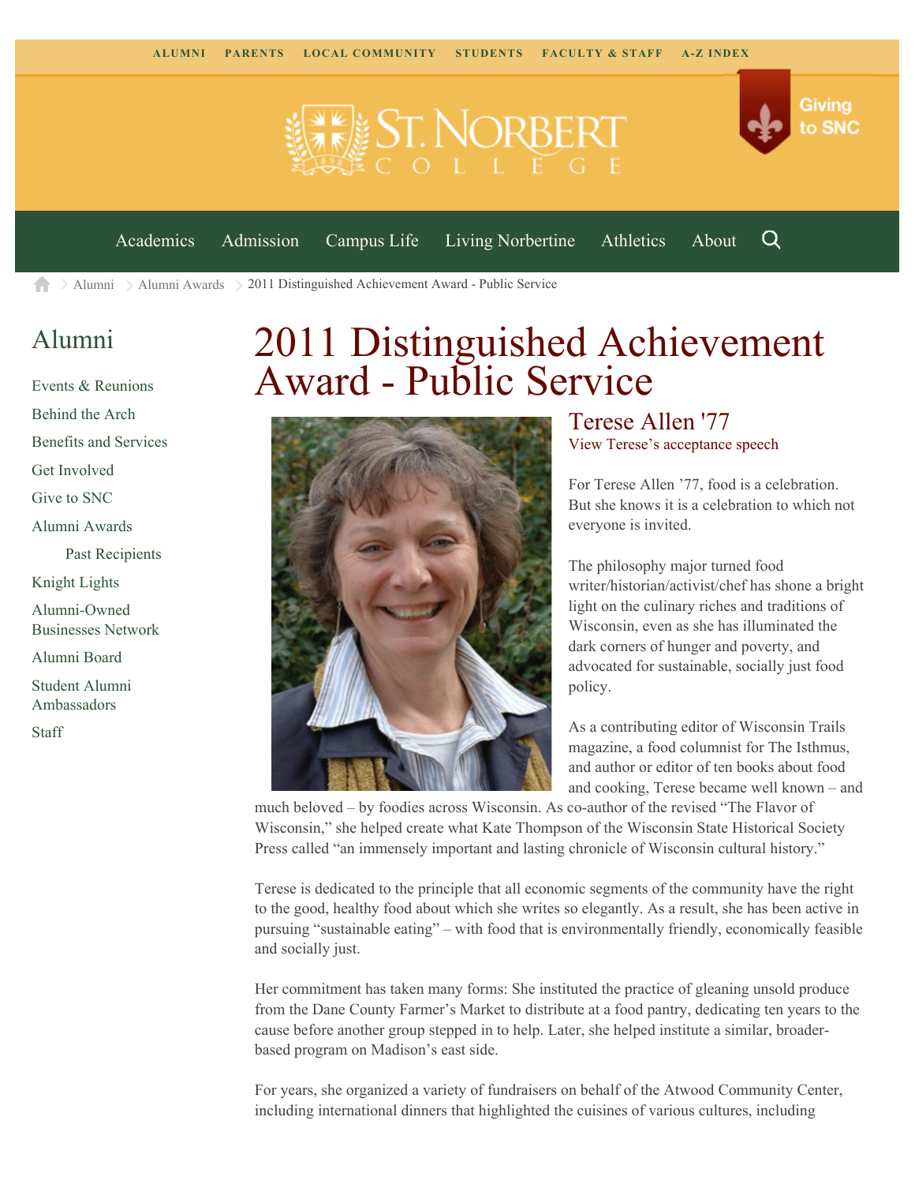ALUMNI PARENTS LOCAL COMMUNITY STUDENTS FACULTY & STAFF A-Z INDEX

Giving to SNC

Academics Admission Campus Life Living Norbertine Athletics About

Alumni > Alumni Awards > 2011 Distinguished Achievement Award - Public Service

## Alumni

- Events & Reunions
- Behind the Arch
- Benefits and Services
- Get Involved
- Give to SNC
- Alumni Awards
  - Past Recipients
- Knight Lights
- Alumni-Owned Businesses Network
- Alumni Board
- Student Alumni Ambassadors
- Staff

# 2011 Distinguished Achievement Award - Public Service

## Terese Allen '77

View Terese's acceptance speech

For Terese Allen '77, food is a celebration. But she knows it is a celebration to which not everyone is invited.

The philosophy major turned food writer/historian/activist/chef has shone a bright light on the culinary riches and traditions of Wisconsin, even as she has illuminated the dark corners of hunger and poverty, and advocated for sustainable, socially just food policy.

As a contributing editor of Wisconsin Trails magazine, a food columnist for The Isthmus, and author or editor of ten books about food and cooking, Terese became well known – and much beloved – by foodies across Wisconsin. As co-author of the revised "The Flavor of Wisconsin," she helped create what Kate Thompson of the Wisconsin State Historical Society Press called "an immensely important and lasting chronicle of Wisconsin cultural history."

Terese is dedicated to the principle that all economic segments of the community have the right to the good, healthy food about which she writes so elegantly. As a result, she has been active in pursuing "sustainable eating" – with food that is environmentally friendly, economically feasible and socially just.

Her commitment has taken many forms: She instituted the practice of gleaning unsold produce from the Dane County Farmer's Market to distribute at a food pantry, dedicating ten years to the cause before another group stepped in to help. Later, she helped institute a similar, broader-based program on Madison's east side.

For years, she organized a variety of fundraisers on behalf of the Atwood Community Center, including international dinners that highlighted the cuisines of various cultures, including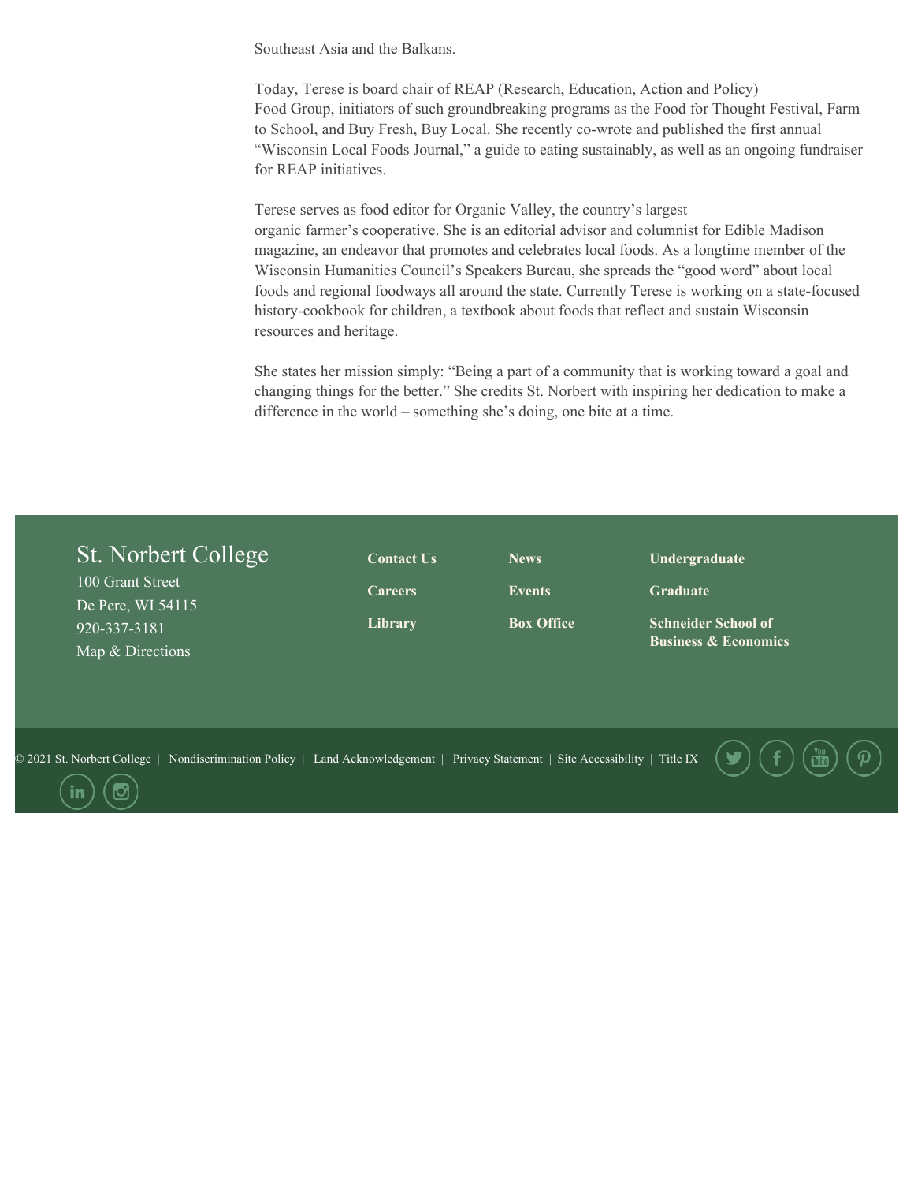Southeast Asia and the Balkans.

Today, Terese is board chair of REAP (Research, Education, Action and Policy) Food Group, initiators of such groundbreaking programs as the Food for Thought Festival, Farm to School, and Buy Fresh, Buy Local. She recently co-wrote and published the first annual "Wisconsin Local Foods Journal," a guide to eating sustainably, as well as an ongoing fundraiser for REAP initiatives.

Terese serves as food editor for Organic Valley, the country's largest organic farmer's cooperative. She is an editorial advisor and columnist for Edible Madison magazine, an endeavor that promotes and celebrates local foods. As a longtime member of the Wisconsin Humanities Council's Speakers Bureau, she spreads the "good word" about local foods and regional foodways all around the state. Currently Terese is working on a state-focused history-cookbook for children, a textbook about foods that reflect and sustain Wisconsin resources and heritage.

She states her mission simply: "Being a part of a community that is working toward a goal and changing things for the better." She credits St. Norbert with inspiring her dedication to make a difference in the world – something she's doing, one bite at a time.

St. Norbert College

100 Grant Street
De Pere, WI 54115
920-337-3181
Map & Directions

**Contact Us**
**Careers**
**Library**
**News**
**Events**
**Box Office**
**Undergraduate**
**Graduate**
**Schneider School of Business & Economics**

© 2021 St. Norbert College | Nondiscrimination Policy | Land Acknowledgement | Privacy Statement | Site Accessibility | Title IX